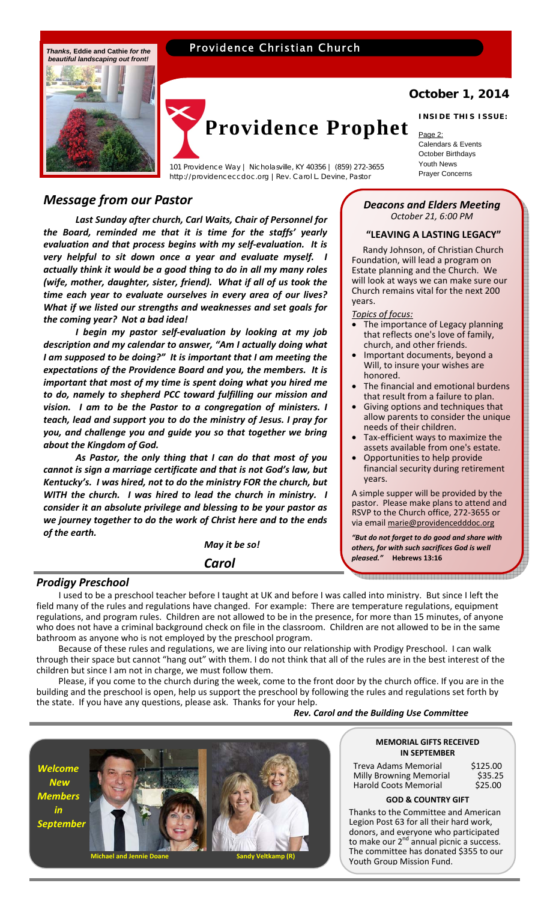*Thanks,* **Eddie and Cathie** *for the beautiful landscaping out front!*

Providence Christian Church

# Providence Prophet

101 Providence Way | Nicholasville, KY 40356 | (859) 272-3655
http://providenceccdoc.org | Rev. Carol L. Devine, Pastor

**October 1, 2014**

**INSIDE THIS ISSUE:**

Page 2:
Calendars & Events
October Birthdays
Youth News
Prayer Concerns

## *Message from our Pastor*

***Last Sunday after church, Carl Waits, Chair of Personnel for the Board, reminded me that it is time for the staffs' yearly evaluation and that process begins with my self-evaluation. It is very helpful to sit down once a year and evaluate myself. I actually think it would be a good thing to do in all my many roles (wife, mother, daughter, sister, friend). What if all of us took the time each year to evaluate ourselves in every area of our lives? What if we listed our strengths and weaknesses and set goals for the coming year? Not a bad idea!***

***I begin my pastor self-evaluation by looking at my job description and my calendar to answer, "Am I actually doing what I am supposed to be doing?" It is important that I am meeting the expectations of the Providence Board and you, the members. It is important that most of my time is spent doing what you hired me to do, namely to shepherd PCC toward fulfilling our mission and vision. I am to be the Pastor to a congregation of ministers. I teach, lead and support you to do the ministry of Jesus. I pray for you, and challenge you and guide you so that together we bring about the Kingdom of God.***

***As Pastor, the only thing that I can do that most of you cannot is sign a marriage certificate and that is not God's law, but Kentucky's. I was hired, not to do the ministry FOR the church, but WITH the church. I was hired to lead the church in ministry. I consider it an absolute privilege and blessing to be your pastor as we journey together to do the work of Christ here and to the ends of the earth.***

***May it be so!***

***Carol***

### *Deacons and Elders Meeting*

*October 21, 6:00 PM*

**"LEAVING A LASTING LEGACY"**

Randy Johnson, of Christian Church Foundation, will lead a program on Estate planning and the Church. We will look at ways we can make sure our Church remains vital for the next 200 years.

*Topics of focus:*

- The importance of Legacy planning that reflects one's love of family, church, and other friends.
- Important documents, beyond a Will, to insure your wishes are honored.
- The financial and emotional burdens that result from a failure to plan.
- Giving options and techniques that allow parents to consider the unique needs of their children.
- Tax-efficient ways to maximize the assets available from one's estate.
- Opportunities to help provide financial security during retirement years.

A simple supper will be provided by the pastor. Please make plans to attend and RSVP to the Church office, 272-3655 or via email marie@providencedddoc.org

***"But do not forget to do good and share with others, for with such sacrifices God is well pleased."*** **Hebrews 13:16**

## *Prodigy Preschool*

I used to be a preschool teacher before I taught at UK and before I was called into ministry. But since I left the field many of the rules and regulations have changed. For example: There are temperature regulations, equipment regulations, and program rules. Children are not allowed to be in the presence, for more than 15 minutes, of anyone who does not have a criminal background check on file in the classroom. Children are not allowed to be in the same bathroom as anyone who is not employed by the preschool program.

Because of these rules and regulations, we are living into our relationship with Prodigy Preschool. I can walk through their space but cannot "hang out" with them. I do not think that all of the rules are in the best interest of the children but since I am not in charge, we must follow them.

Please, if you come to the church during the week, come to the front door by the church office. If you are in the building and the preschool is open, help us support the preschool by following the rules and regulations set forth by the state. If you have any questions, please ask. Thanks for your help.

***Rev. Carol and the Building Use Committee***

***Welcome New Members in September***

**Michael and Jennie Doane**

**Sandy Veltkamp (R)**

**MEMORIAL GIFTS RECEIVED IN SEPTEMBER**

| | |
|---|---|
| Treva Adams Memorial | $125.00 |
| Milly Browning Memorial | $35.25 |
| Harold Coots Memorial | $25.00 |

**GOD & COUNTRY GIFT**

Thanks to the Committee and American Legion Post 63 for all their hard work, donors, and everyone who participated to make our 2nd annual picnic a success. The committee has donated $355 to our Youth Group Mission Fund.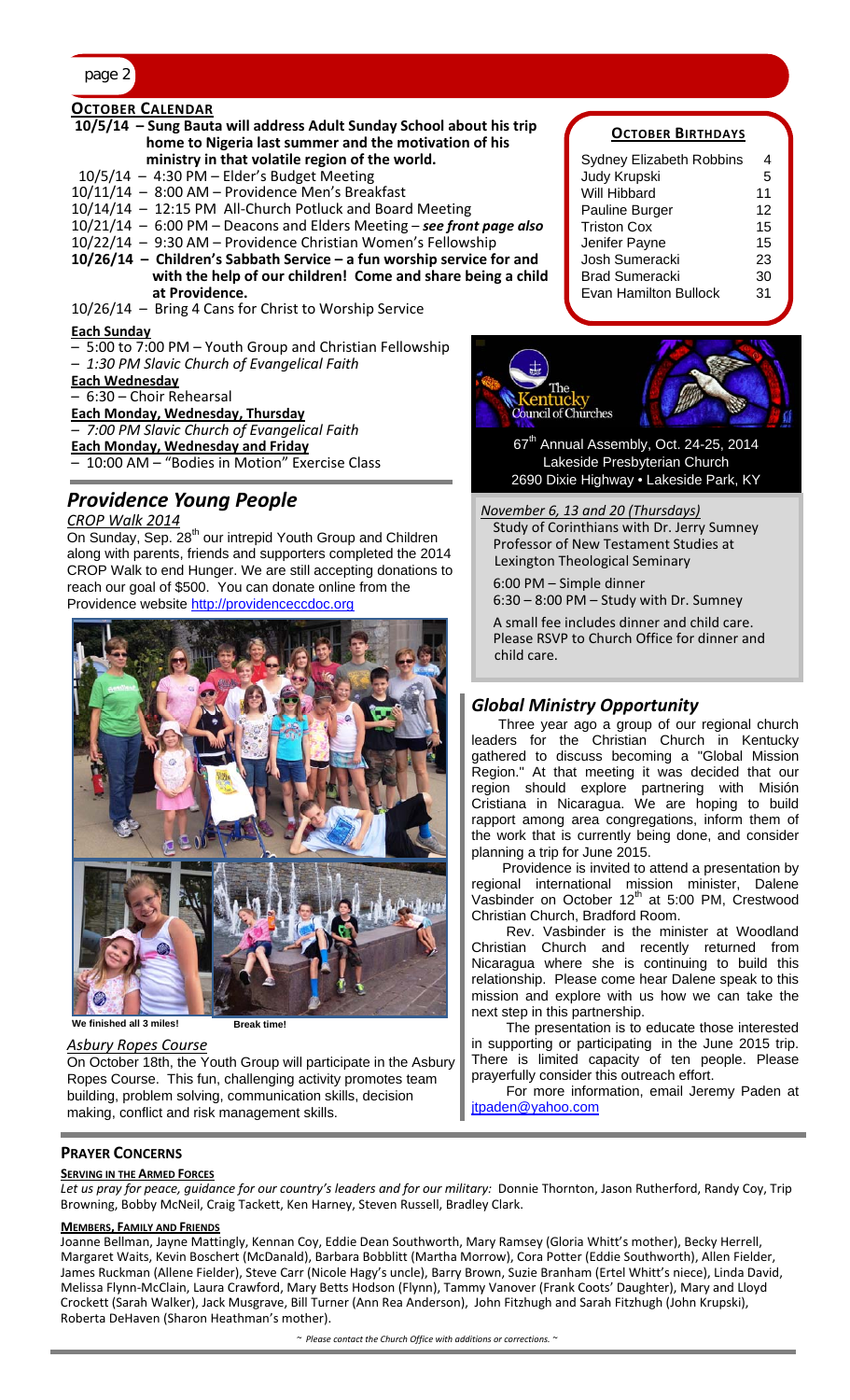## October Calendar

**10/5/14 – Sung Bauta will address Adult Sunday School about his trip home to Nigeria last summer and the motivation of his ministry in that volatile region of the world.**
10/5/14 – 4:30 PM – Elder's Budget Meeting
10/11/14 – 8:00 AM – Providence Men's Breakfast
10/14/14 – 12:15 PM All-Church Potluck and Board Meeting
10/21/14 – 6:00 PM – Deacons and Elders Meeting – ***see front page also***
10/22/14 – 9:30 AM – Providence Christian Women's Fellowship
**10/26/14 – Children's Sabbath Service – a fun worship service for and with the help of our children! Come and share being a child at Providence.**
10/26/14 – Bring 4 Cans for Christ to Worship Service

**Each Sunday**
– 5:00 to 7:00 PM – Youth Group and Christian Fellowship
– *1:30 PM Slavic Church of Evangelical Faith*

**Each Wednesday**
– 6:30 – Choir Rehearsal

**Each Monday, Wednesday, Thursday**
– *7:00 PM Slavic Church of Evangelical Faith*

**Each Monday, Wednesday and Friday**
– 10:00 AM – "Bodies in Motion" Exercise Class

## October Birthdays

| | |
|---|---|
| Sydney Elizabeth Robbins | 4 |
| Judy Krupski | 5 |
| Will Hibbard | 11 |
| Pauline Burger | 12 |
| Triston Cox | 15 |
| Jenifer Payne | 15 |
| Josh Sumeracki | 23 |
| Brad Sumeracki | 30 |
| Evan Hamilton Bullock | 31 |

The Kentucky Council of Churches

67th Annual Assembly, Oct. 24-25, 2014
Lakeside Presbyterian Church
2690 Dixie Highway • Lakeside Park, KY

## *Providence Young People*

*CROP Walk 2014*

On Sunday, Sep. 28th our intrepid Youth Group and Children along with parents, friends and supporters completed the 2014 CROP Walk to end Hunger. We are still accepting donations to reach our goal of $500. You can donate online from the Providence website http://providenceccdoc.org

**We finished all 3 miles!** **Break time!**

*Asbury Ropes Course*

On October 18th, the Youth Group will participate in the Asbury Ropes Course. This fun, challenging activity promotes team building, problem solving, communication skills, decision making, conflict and risk management skills.

*November 6, 13 and 20 (Thursdays)*

Study of Corinthians with Dr. Jerry Sumney
Professor of New Testament Studies at Lexington Theological Seminary

6:00 PM – Simple dinner
6:30 – 8:00 PM – Study with Dr. Sumney

A small fee includes dinner and child care. Please RSVP to Church Office for dinner and child care.

## *Global Ministry Opportunity*

Three year ago a group of our regional church leaders for the Christian Church in Kentucky gathered to discuss becoming a "Global Mission Region." At that meeting it was decided that our region should explore partnering with Misión Cristiana in Nicaragua. We are hoping to build rapport among area congregations, inform them of the work that is currently being done, and consider planning a trip for June 2015.

Providence is invited to attend a presentation by regional international mission minister, Dalene Vasbinder on October 12th at 5:00 PM, Crestwood Christian Church, Bradford Room.

Rev. Vasbinder is the minister at Woodland Christian Church and recently returned from Nicaragua where she is continuing to build this relationship. Please come hear Dalene speak to this mission and explore with us how we can take the next step in this partnership.

The presentation is to educate those interested in supporting or participating in the June 2015 trip. There is limited capacity of ten people. Please prayerfully consider this outreach effort.

For more information, email Jeremy Paden at jtpaden@yahoo.com

## Prayer Concerns

**Serving in the Armed Forces**

*Let us pray for peace, guidance for our country's leaders and for our military:* Donnie Thornton, Jason Rutherford, Randy Coy, Trip Browning, Bobby McNeil, Craig Tackett, Ken Harney, Steven Russell, Bradley Clark.

**Members, Family and Friends**

Joanne Bellman, Jayne Mattingly, Kennan Coy, Eddie Dean Southworth, Mary Ramsey (Gloria Whitt's mother), Becky Herrell, Margaret Waits, Kevin Boschert (McDanald), Barbara Bobblitt (Martha Morrow), Cora Potter (Eddie Southworth), Allen Fielder, James Ruckman (Allene Fielder), Steve Carr (Nicole Hagy's uncle), Barry Brown, Suzie Branham (Ertel Whitt's niece), Linda David, Melissa Flynn-McClain, Laura Crawford, Mary Betts Hodson (Flynn), Tammy Vanover (Frank Coots' Daughter), Mary and Lloyd Crockett (Sarah Walker), Jack Musgrave, Bill Turner (Ann Rea Anderson), John Fitzhugh and Sarah Fitzhugh (John Krupski), Roberta DeHaven (Sharon Heathman's mother).

*~ Please contact the Church Office with additions or corrections. ~*